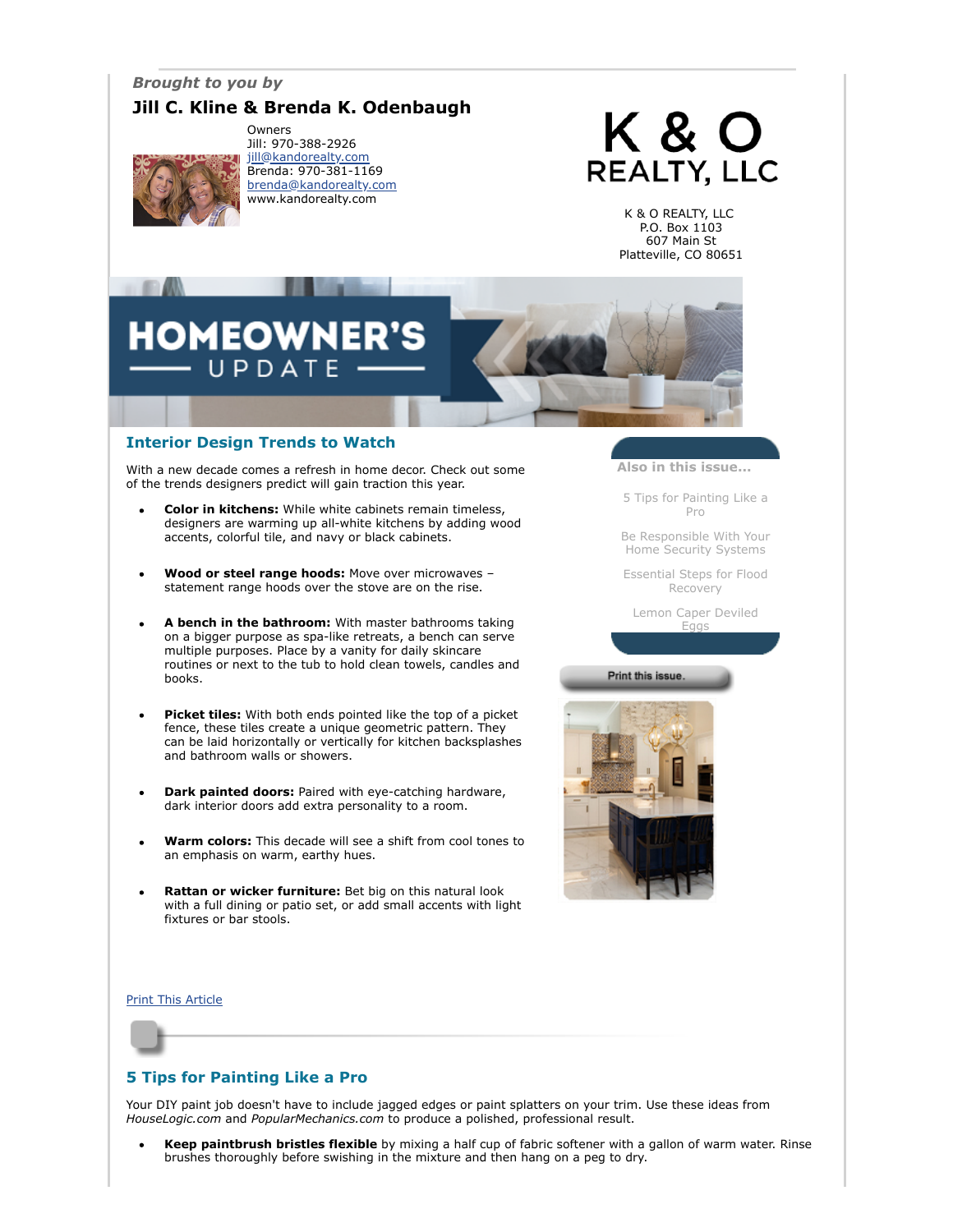*Brought to you by*

**Jill C. Kline & Brenda K. Odenbaugh**

Owners
Jill: 970-388-2926
jill@kandorealty.com
Brenda: 970-381-1169
brenda@kandorealty.com
www.kandorealty.com

K & O REALTY, LLC

K & O REALTY, LLC
P.O. Box 1103
607 Main St
Platteville, CO 80651

# HOMEOWNER'S UPDATE

## Interior Design Trends to Watch

With a new decade comes a refresh in home decor. Check out some of the trends designers predict will gain traction this year.

- **Color in kitchens:** While white cabinets remain timeless, designers are warming up all-white kitchens by adding wood accents, colorful tile, and navy or black cabinets.
- **Wood or steel range hoods:** Move over microwaves – statement range hoods over the stove are on the rise.
- **A bench in the bathroom:** With master bathrooms taking on a bigger purpose as spa-like retreats, a bench can serve multiple purposes. Place by a vanity for daily skincare routines or next to the tub to hold clean towels, candles and books.
- **Picket tiles:** With both ends pointed like the top of a picket fence, these tiles create a unique geometric pattern. They can be laid horizontally or vertically for kitchen backsplashes and bathroom walls or showers.
- **Dark painted doors:** Paired with eye-catching hardware, dark interior doors add extra personality to a room.
- **Warm colors:** This decade will see a shift from cool tones to an emphasis on warm, earthy hues.
- **Rattan or wicker furniture:** Bet big on this natural look with a full dining or patio set, or add small accents with light fixtures or bar stools.

**Also in this issue...**

- 5 Tips for Painting Like a Pro
- Be Responsible With Your Home Security Systems
- Essential Steps for Flood Recovery
- Lemon Caper Deviled Eggs

Print this issue.

Print This Article

## 5 Tips for Painting Like a Pro

Your DIY paint job doesn't have to include jagged edges or paint splatters on your trim. Use these ideas from *HouseLogic.com* and *PopularMechanics.com* to produce a polished, professional result.

- **Keep paintbrush bristles flexible** by mixing a half cup of fabric softener with a gallon of warm water. Rinse brushes thoroughly before swishing in the mixture and then hang on a peg to dry.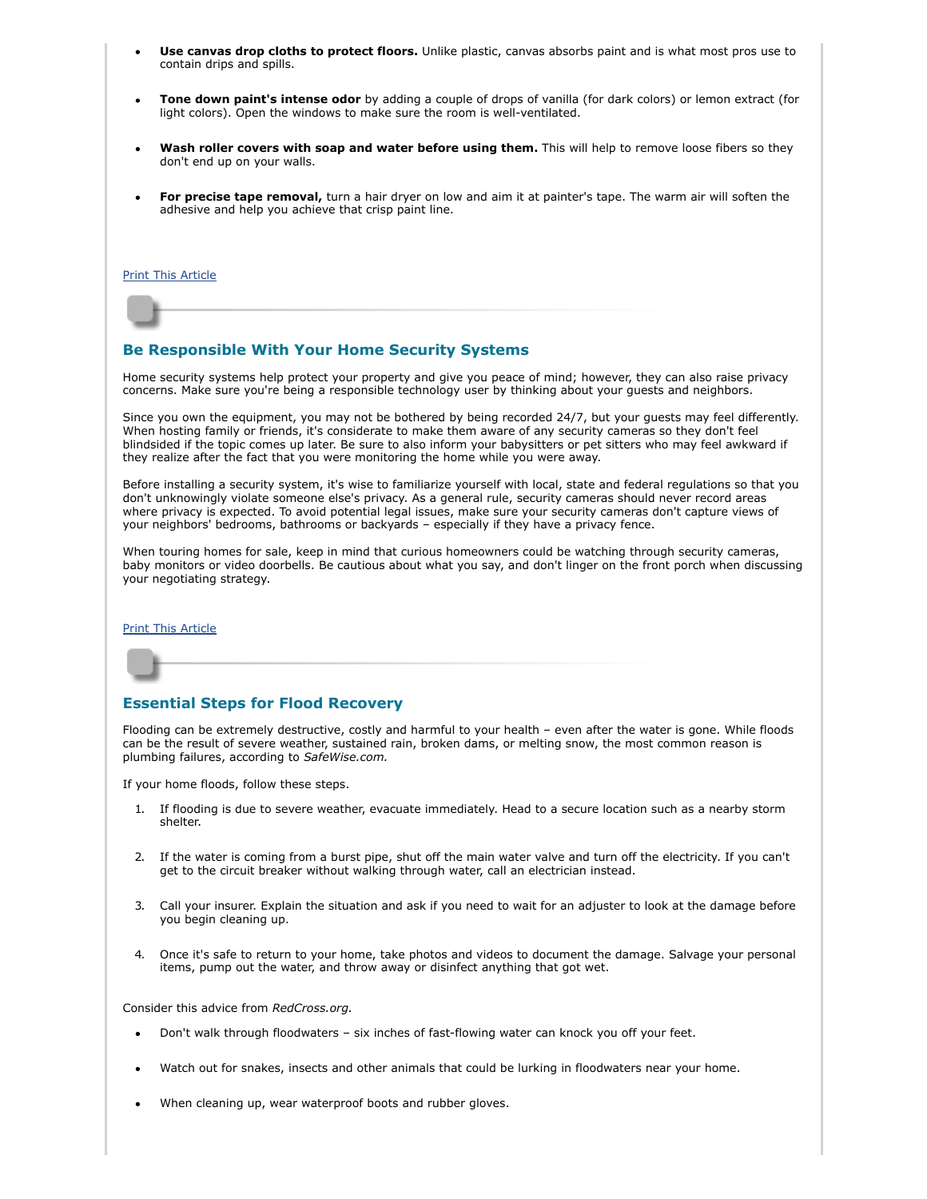- **Use canvas drop cloths to protect floors.** Unlike plastic, canvas absorbs paint and is what most pros use to contain drips and spills.
- **Tone down paint's intense odor** by adding a couple of drops of vanilla (for dark colors) or lemon extract (for light colors). Open the windows to make sure the room is well-ventilated.
- **Wash roller covers with soap and water before using them.** This will help to remove loose fibers so they don't end up on your walls.
- **For precise tape removal,** turn a hair dryer on low and aim it at painter's tape. The warm air will soften the adhesive and help you achieve that crisp paint line.

Print This Article

## Be Responsible With Your Home Security Systems

Home security systems help protect your property and give you peace of mind; however, they can also raise privacy concerns. Make sure you're being a responsible technology user by thinking about your guests and neighbors.

Since you own the equipment, you may not be bothered by being recorded 24/7, but your guests may feel differently. When hosting family or friends, it's considerate to make them aware of any security cameras so they don't feel blindsided if the topic comes up later. Be sure to also inform your babysitters or pet sitters who may feel awkward if they realize after the fact that you were monitoring the home while you were away.

Before installing a security system, it's wise to familiarize yourself with local, state and federal regulations so that you don't unknowingly violate someone else's privacy. As a general rule, security cameras should never record areas where privacy is expected. To avoid potential legal issues, make sure your security cameras don't capture views of your neighbors' bedrooms, bathrooms or backyards – especially if they have a privacy fence.

When touring homes for sale, keep in mind that curious homeowners could be watching through security cameras, baby monitors or video doorbells. Be cautious about what you say, and don't linger on the front porch when discussing your negotiating strategy.

Print This Article

## Essential Steps for Flood Recovery

Flooding can be extremely destructive, costly and harmful to your health – even after the water is gone. While floods can be the result of severe weather, sustained rain, broken dams, or melting snow, the most common reason is plumbing failures, according to *SafeWise.com.*

If your home floods, follow these steps.

1. If flooding is due to severe weather, evacuate immediately. Head to a secure location such as a nearby storm shelter.
2. If the water is coming from a burst pipe, shut off the main water valve and turn off the electricity. If you can't get to the circuit breaker without walking through water, call an electrician instead.
3. Call your insurer. Explain the situation and ask if you need to wait for an adjuster to look at the damage before you begin cleaning up.
4. Once it's safe to return to your home, take photos and videos to document the damage. Salvage your personal items, pump out the water, and throw away or disinfect anything that got wet.

Consider this advice from *RedCross.org*.

- Don't walk through floodwaters – six inches of fast-flowing water can knock you off your feet.
- Watch out for snakes, insects and other animals that could be lurking in floodwaters near your home.
- When cleaning up, wear waterproof boots and rubber gloves.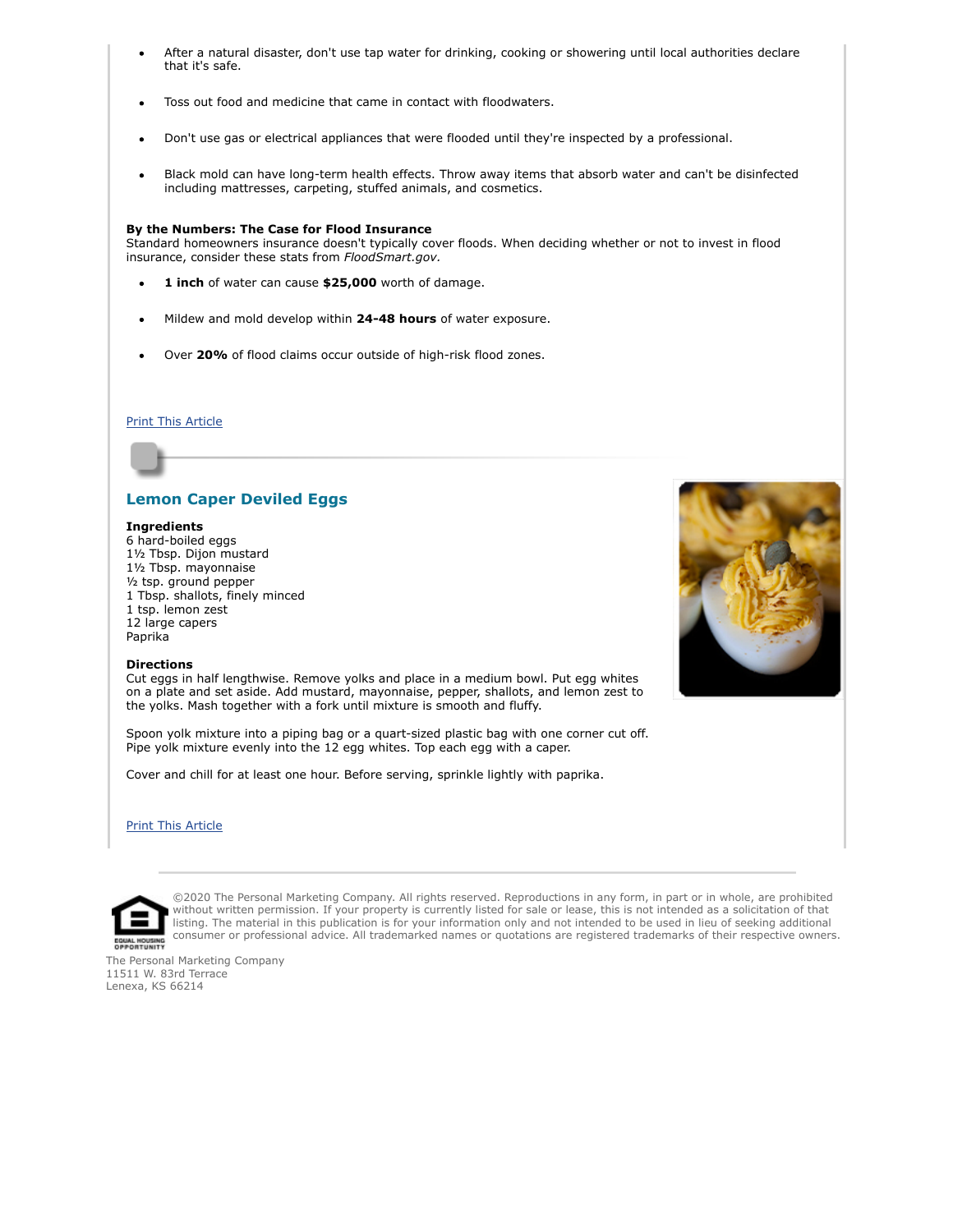- After a natural disaster, don't use tap water for drinking, cooking or showering until local authorities declare that it's safe.
- Toss out food and medicine that came in contact with floodwaters.
- Don't use gas or electrical appliances that were flooded until they're inspected by a professional.
- Black mold can have long-term health effects. Throw away items that absorb water and can't be disinfected including mattresses, carpeting, stuffed animals, and cosmetics.

**By the Numbers: The Case for Flood Insurance**
Standard homeowners insurance doesn't typically cover floods. When deciding whether or not to invest in flood insurance, consider these stats from *FloodSmart.gov.*

- **1 inch** of water can cause **$25,000** worth of damage.
- Mildew and mold develop within **24-48 hours** of water exposure.
- Over **20%** of flood claims occur outside of high-risk flood zones.

Print This Article

## Lemon Caper Deviled Eggs

**Ingredients**
6 hard-boiled eggs
1½ Tbsp. Dijon mustard
1½ Tbsp. mayonnaise
½ tsp. ground pepper
1 Tbsp. shallots, finely minced
1 tsp. lemon zest
12 large capers
Paprika

**Directions**
Cut eggs in half lengthwise. Remove yolks and place in a medium bowl. Put egg whites on a plate and set aside. Add mustard, mayonnaise, pepper, shallots, and lemon zest to the yolks. Mash together with a fork until mixture is smooth and fluffy.

Spoon yolk mixture into a piping bag or a quart-sized plastic bag with one corner cut off. Pipe yolk mixture evenly into the 12 egg whites. Top each egg with a caper.

Cover and chill for at least one hour. Before serving, sprinkle lightly with paprika.

Print This Article

©2020 The Personal Marketing Company. All rights reserved. Reproductions in any form, in part or in whole, are prohibited without written permission. If your property is currently listed for sale or lease, this is not intended as a solicitation of that listing. The material in this publication is for your information only and not intended to be used in lieu of seeking additional consumer or professional advice. All trademarked names or quotations are registered trademarks of their respective owners.

The Personal Marketing Company
11511 W. 83rd Terrace
Lenexa, KS 66214